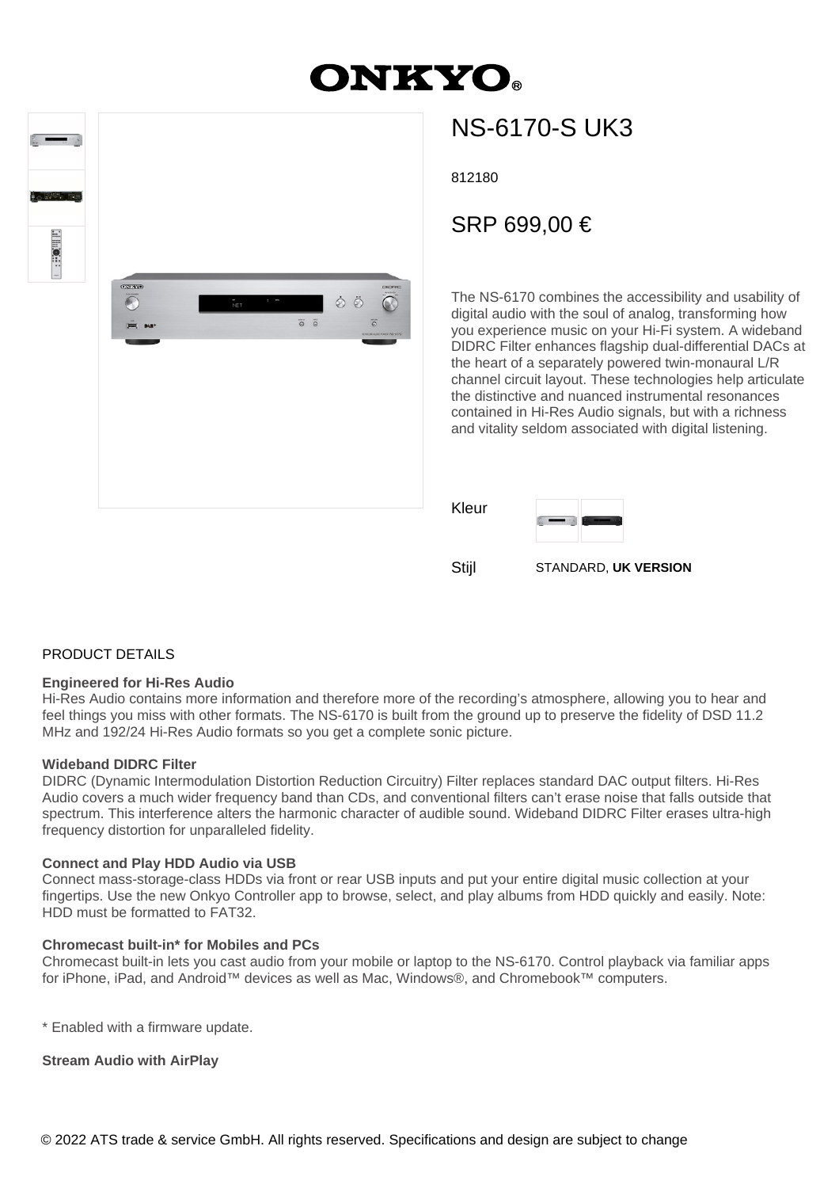# ONKYO

## NS-6170-S UK3

812180

SRP 699,00 €

The NS-6170 combines the accessibility and usability of digital audio with the soul of analog, transforming how you experience music on your Hi-Fi system. A wideband DIDRC Filter enhances flagship dual-differential DACs at the heart of a separately powered twin-monaural L/R channel circuit layout. These technologies help articulate the distinctive and nuanced instrumental resonances contained in Hi-Res Audio signals, but with a richness and vitality seldom associated with digital listening.

Kleur

Stijl STANDARD, **UK VERSION**

PRODUCT DETAILS

**Engineered for Hi-Res Audio**
Hi-Res Audio contains more information and therefore more of the recording's atmosphere, allowing you to hear and feel things you miss with other formats. The NS-6170 is built from the ground up to preserve the fidelity of DSD 11.2 MHz and 192/24 Hi-Res Audio formats so you get a complete sonic picture.

**Wideband DIDRC Filter**
DIDRC (Dynamic Intermodulation Distortion Reduction Circuitry) Filter replaces standard DAC output filters. Hi-Res Audio covers a much wider frequency band than CDs, and conventional filters can't erase noise that falls outside that spectrum. This interference alters the harmonic character of audible sound. Wideband DIDRC Filter erases ultra-high frequency distortion for unparalleled fidelity.

**Connect and Play HDD Audio via USB**
Connect mass-storage-class HDDs via front or rear USB inputs and put your entire digital music collection at your fingertips. Use the new Onkyo Controller app to browse, select, and play albums from HDD quickly and easily. Note: HDD must be formatted to FAT32.

**Chromecast built-in* for Mobiles and PCs**
Chromecast built-in lets you cast audio from your mobile or laptop to the NS-6170. Control playback via familiar apps for iPhone, iPad, and Android™ devices as well as Mac, Windows®, and Chromebook™ computers.

* Enabled with a firmware update.

**Stream Audio with AirPlay**

© 2022 ATS trade & service GmbH. All rights reserved. Specifications and design are subject to change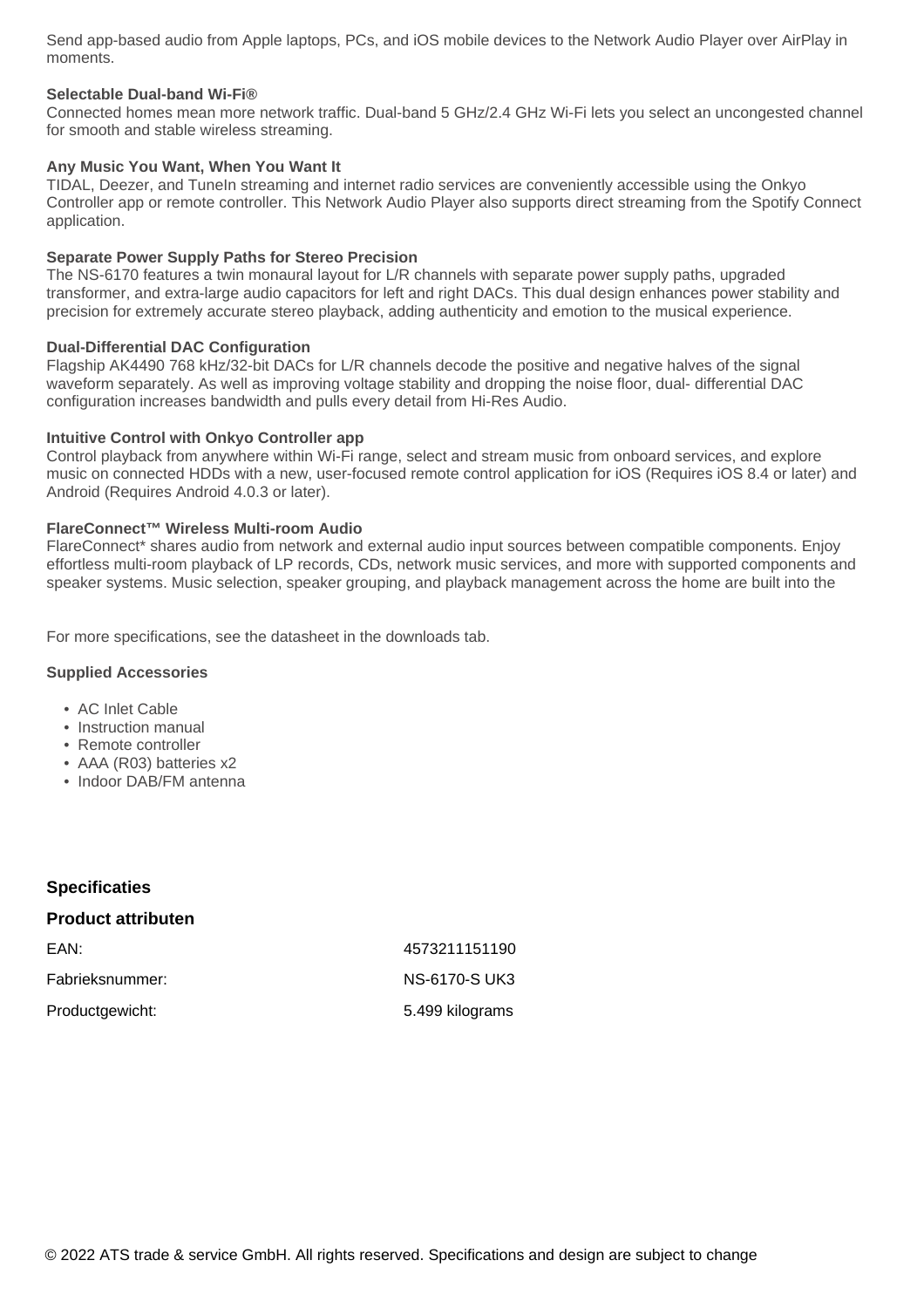Send app-based audio from Apple laptops, PCs, and iOS mobile devices to the Network Audio Player over AirPlay in moments.

**Selectable Dual-band Wi-Fi®**
Connected homes mean more network traffic. Dual-band 5 GHz/2.4 GHz Wi-Fi lets you select an uncongested channel for smooth and stable wireless streaming.

**Any Music You Want, When You Want It**
TIDAL, Deezer, and TuneIn streaming and internet radio services are conveniently accessible using the Onkyo Controller app or remote controller. This Network Audio Player also supports direct streaming from the Spotify Connect application.

**Separate Power Supply Paths for Stereo Precision**
The NS-6170 features a twin monaural layout for L/R channels with separate power supply paths, upgraded transformer, and extra-large audio capacitors for left and right DACs. This dual design enhances power stability and precision for extremely accurate stereo playback, adding authenticity and emotion to the musical experience.

**Dual-Differential DAC Configuration**
Flagship AK4490 768 kHz/32-bit DACs for L/R channels decode the positive and negative halves of the signal waveform separately. As well as improving voltage stability and dropping the noise floor, dual- differential DAC configuration increases bandwidth and pulls every detail from Hi-Res Audio.

**Intuitive Control with Onkyo Controller app**
Control playback from anywhere within Wi-Fi range, select and stream music from onboard services, and explore music on connected HDDs with a new, user-focused remote control application for iOS (Requires iOS 8.4 or later) and Android (Requires Android 4.0.3 or later).

**FlareConnect™ Wireless Multi-room Audio**
FlareConnect* shares audio from network and external audio input sources between compatible components. Enjoy effortless multi-room playback of LP records, CDs, network music services, and more with supported components and speaker systems. Music selection, speaker grouping, and playback management across the home are built into the

For more specifications, see the datasheet in the downloads tab.

**Supplied Accessories**

- AC Inlet Cable
- Instruction manual
- Remote controller
- AAA (R03) batteries x2
- Indoor DAB/FM antenna

## Specificaties

### Product attributen

| | |
|---|---|
| EAN: | 4573211151190 |
| Fabrieksnummer: | NS-6170-S UK3 |
| Productgewicht: | 5.499 kilograms |

© 2022 ATS trade & service GmbH. All rights reserved. Specifications and design are subject to change